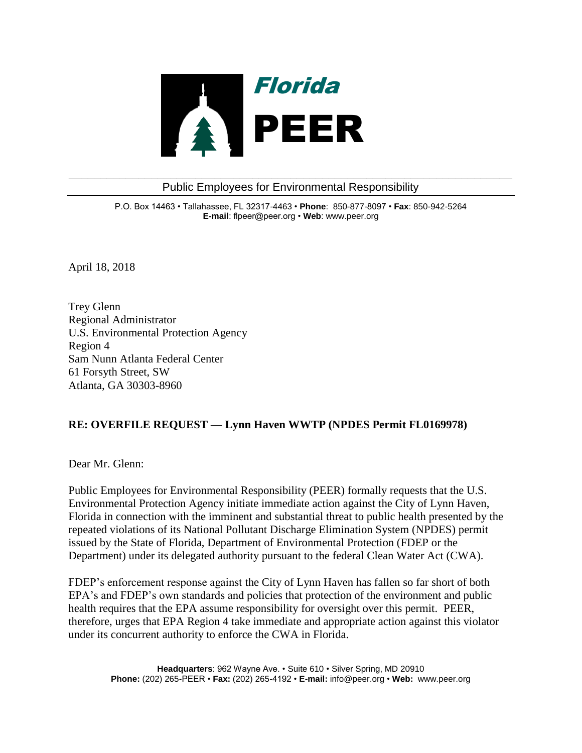**Florida PEER**

Public Employees for Environmental Responsibility

P.O. Box 14463 • Tallahassee, FL 32317-4463 • **Phone**: 850-877-8097 • **Fax**: 850-942-5264
**E-mail**: flpeer@peer.org • **Web**: www.peer.org

April 18, 2018

Trey Glenn
Regional Administrator
U.S. Environmental Protection Agency
Region 4
Sam Nunn Atlanta Federal Center
61 Forsyth Street, SW
Atlanta, GA 30303-8960

**RE: OVERFILE REQUEST — Lynn Haven WWTP (NPDES Permit FL0169978)**

Dear Mr. Glenn:

Public Employees for Environmental Responsibility (PEER) formally requests that the U.S. Environmental Protection Agency initiate immediate action against the City of Lynn Haven, Florida in connection with the imminent and substantial threat to public health presented by the repeated violations of its National Pollutant Discharge Elimination System (NPDES) permit issued by the State of Florida, Department of Environmental Protection (FDEP or the Department) under its delegated authority pursuant to the federal Clean Water Act (CWA).

FDEP's enforcement response against the City of Lynn Haven has fallen so far short of both EPA's and FDEP's own standards and policies that protection of the environment and public health requires that the EPA assume responsibility for oversight over this permit. PEER, therefore, urges that EPA Region 4 take immediate and appropriate action against this violator under its concurrent authority to enforce the CWA in Florida.

**Headquarters**: 962 Wayne Ave. • Suite 610 • Silver Spring, MD 20910
**Phone:** (202) 265-PEER • **Fax:** (202) 265-4192 • **E-mail:** info@peer.org • **Web:** www.peer.org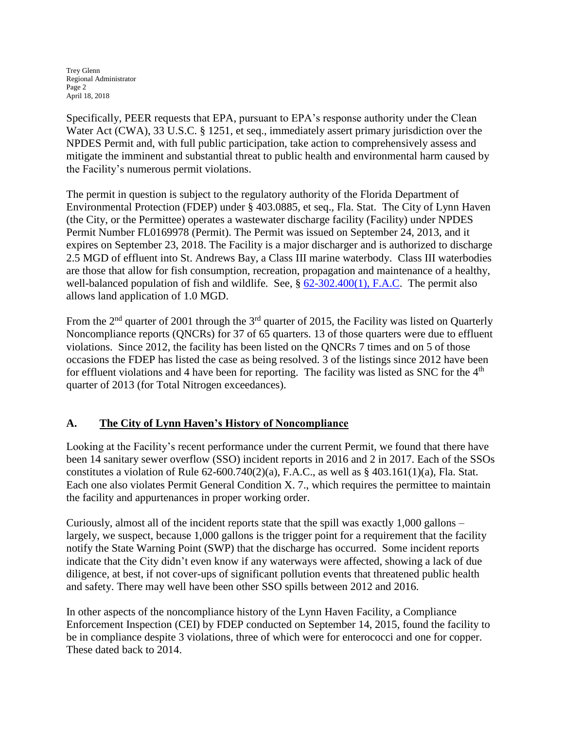Specifically, PEER requests that EPA, pursuant to EPA's response authority under the Clean Water Act (CWA), 33 U.S.C. § 1251, et seq., immediately assert primary jurisdiction over the NPDES Permit and, with full public participation, take action to comprehensively assess and mitigate the imminent and substantial threat to public health and environmental harm caused by the Facility's numerous permit violations.

The permit in question is subject to the regulatory authority of the Florida Department of Environmental Protection (FDEP) under § 403.0885, et seq., Fla. Stat. The City of Lynn Haven (the City, or the Permittee) operates a wastewater discharge facility (Facility) under NPDES Permit Number FL0169978 (Permit). The Permit was issued on September 24, 2013, and it expires on September 23, 2018. The Facility is a major discharger and is authorized to discharge 2.5 MGD of effluent into St. Andrews Bay, a Class III marine waterbody. Class III waterbodies are those that allow for fish consumption, recreation, propagation and maintenance of a healthy, well-balanced population of fish and wildlife. See, § 62-302.400(1), F.A.C. The permit also allows land application of 1.0 MGD.

From the 2nd quarter of 2001 through the 3rd quarter of 2015, the Facility was listed on Quarterly Noncompliance reports (QNCRs) for 37 of 65 quarters. 13 of those quarters were due to effluent violations. Since 2012, the facility has been listed on the QNCRs 7 times and on 5 of those occasions the FDEP has listed the case as being resolved. 3 of the listings since 2012 have been for effluent violations and 4 have been for reporting. The facility was listed as SNC for the 4th quarter of 2013 (for Total Nitrogen exceedances).

## A. The City of Lynn Haven's History of Noncompliance

Looking at the Facility's recent performance under the current Permit, we found that there have been 14 sanitary sewer overflow (SSO) incident reports in 2016 and 2 in 2017. Each of the SSOs constitutes a violation of Rule 62-600.740(2)(a), F.A.C., as well as § 403.161(1)(a), Fla. Stat. Each one also violates Permit General Condition X. 7., which requires the permittee to maintain the facility and appurtenances in proper working order.

Curiously, almost all of the incident reports state that the spill was exactly 1,000 gallons – largely, we suspect, because 1,000 gallons is the trigger point for a requirement that the facility notify the State Warning Point (SWP) that the discharge has occurred. Some incident reports indicate that the City didn't even know if any waterways were affected, showing a lack of due diligence, at best, if not cover-ups of significant pollution events that threatened public health and safety. There may well have been other SSO spills between 2012 and 2016.

In other aspects of the noncompliance history of the Lynn Haven Facility, a Compliance Enforcement Inspection (CEI) by FDEP conducted on September 14, 2015, found the facility to be in compliance despite 3 violations, three of which were for enterococci and one for copper. These dated back to 2014.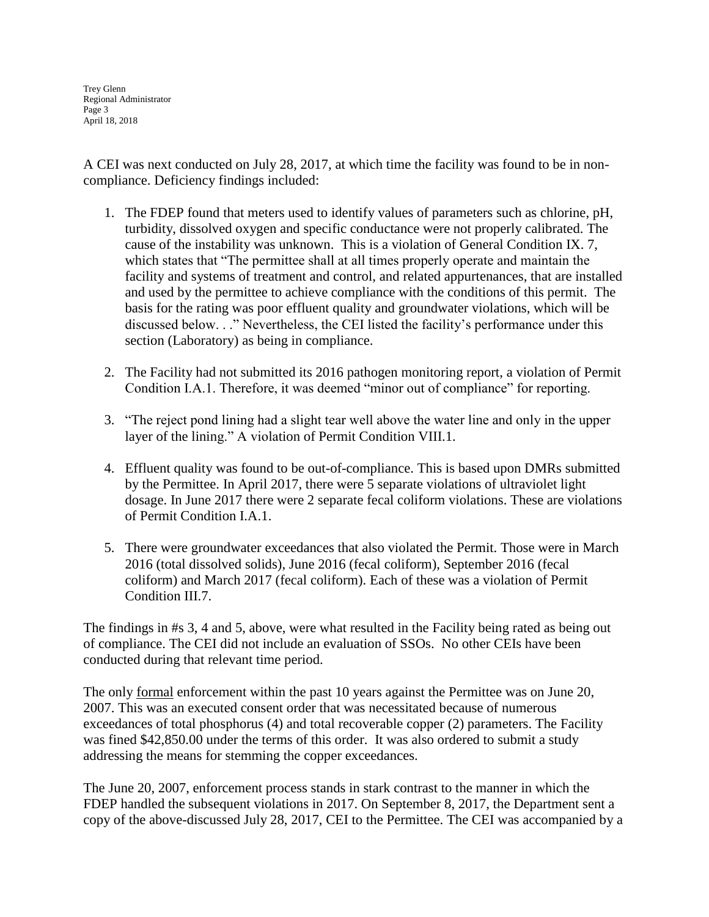A CEI was next conducted on July 28, 2017, at which time the facility was found to be in non-compliance. Deficiency findings included:

1. The FDEP found that meters used to identify values of parameters such as chlorine, pH, turbidity, dissolved oxygen and specific conductance were not properly calibrated. The cause of the instability was unknown. This is a violation of General Condition IX. 7, which states that "The permittee shall at all times properly operate and maintain the facility and systems of treatment and control, and related appurtenances, that are installed and used by the permittee to achieve compliance with the conditions of this permit. The basis for the rating was poor effluent quality and groundwater violations, which will be discussed below. . ." Nevertheless, the CEI listed the facility's performance under this section (Laboratory) as being in compliance.

2. The Facility had not submitted its 2016 pathogen monitoring report, a violation of Permit Condition I.A.1. Therefore, it was deemed "minor out of compliance" for reporting.

3. "The reject pond lining had a slight tear well above the water line and only in the upper layer of the lining." A violation of Permit Condition VIII.1.

4. Effluent quality was found to be out-of-compliance. This is based upon DMRs submitted by the Permittee. In April 2017, there were 5 separate violations of ultraviolet light dosage. In June 2017 there were 2 separate fecal coliform violations. These are violations of Permit Condition I.A.1.

5. There were groundwater exceedances that also violated the Permit. Those were in March 2016 (total dissolved solids), June 2016 (fecal coliform), September 2016 (fecal coliform) and March 2017 (fecal coliform). Each of these was a violation of Permit Condition III.7.

The findings in #s 3, 4 and 5, above, were what resulted in the Facility being rated as being out of compliance. The CEI did not include an evaluation of SSOs. No other CEIs have been conducted during that relevant time period.

The only formal enforcement within the past 10 years against the Permittee was on June 20, 2007. This was an executed consent order that was necessitated because of numerous exceedances of total phosphorus (4) and total recoverable copper (2) parameters. The Facility was fined $42,850.00 under the terms of this order. It was also ordered to submit a study addressing the means for stemming the copper exceedances.

The June 20, 2007, enforcement process stands in stark contrast to the manner in which the FDEP handled the subsequent violations in 2017. On September 8, 2017, the Department sent a copy of the above-discussed July 28, 2017, CEI to the Permittee. The CEI was accompanied by a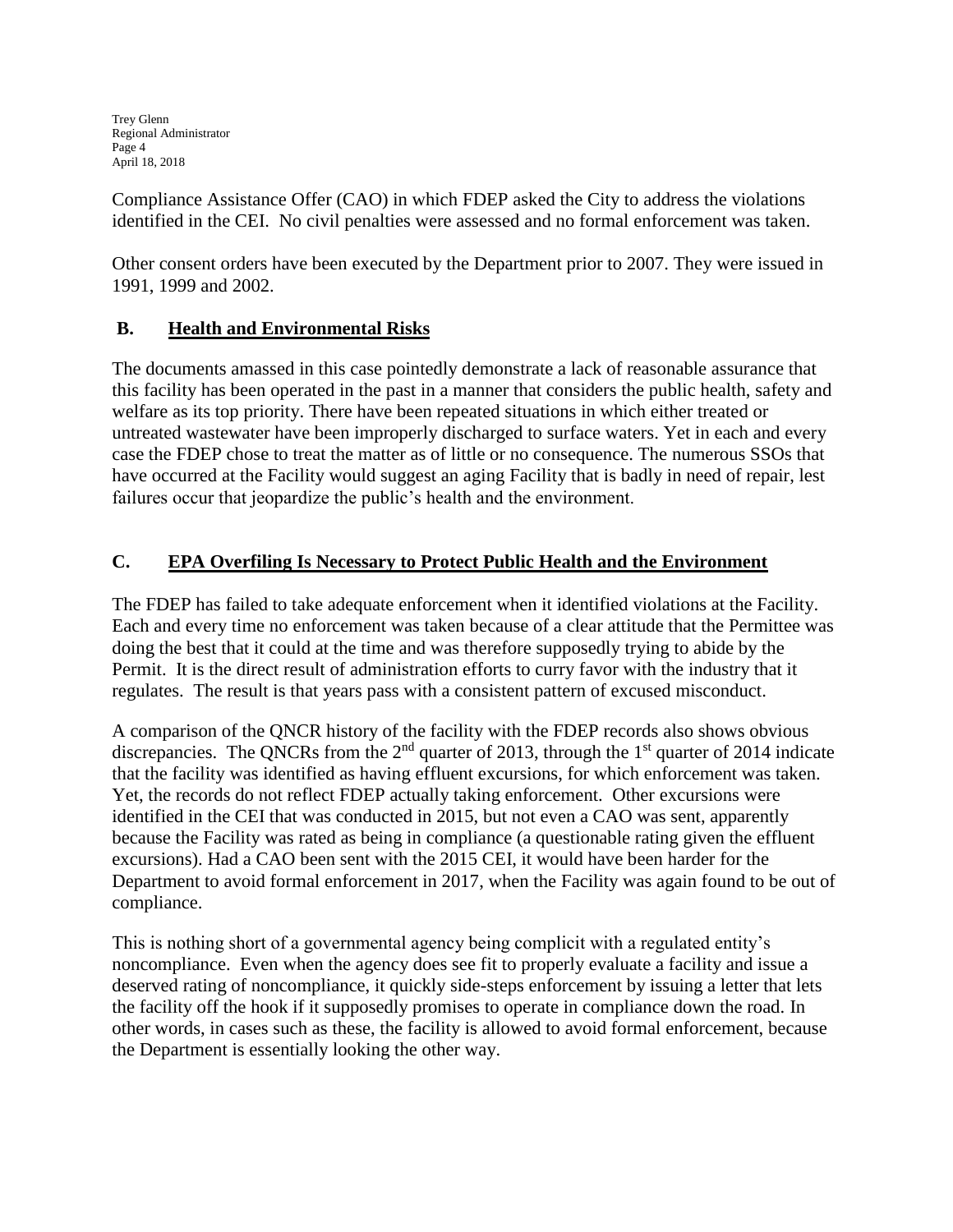Compliance Assistance Offer (CAO) in which FDEP asked the City to address the violations identified in the CEI. No civil penalties were assessed and no formal enforcement was taken.

Other consent orders have been executed by the Department prior to 2007. They were issued in 1991, 1999 and 2002.

## B. Health and Environmental Risks

The documents amassed in this case pointedly demonstrate a lack of reasonable assurance that this facility has been operated in the past in a manner that considers the public health, safety and welfare as its top priority. There have been repeated situations in which either treated or untreated wastewater have been improperly discharged to surface waters. Yet in each and every case the FDEP chose to treat the matter as of little or no consequence. The numerous SSOs that have occurred at the Facility would suggest an aging Facility that is badly in need of repair, lest failures occur that jeopardize the public's health and the environment.

## C. EPA Overfiling Is Necessary to Protect Public Health and the Environment

The FDEP has failed to take adequate enforcement when it identified violations at the Facility. Each and every time no enforcement was taken because of a clear attitude that the Permittee was doing the best that it could at the time and was therefore supposedly trying to abide by the Permit. It is the direct result of administration efforts to curry favor with the industry that it regulates. The result is that years pass with a consistent pattern of excused misconduct.

A comparison of the QNCR history of the facility with the FDEP records also shows obvious discrepancies. The QNCRs from the 2nd quarter of 2013, through the 1st quarter of 2014 indicate that the facility was identified as having effluent excursions, for which enforcement was taken. Yet, the records do not reflect FDEP actually taking enforcement. Other excursions were identified in the CEI that was conducted in 2015, but not even a CAO was sent, apparently because the Facility was rated as being in compliance (a questionable rating given the effluent excursions). Had a CAO been sent with the 2015 CEI, it would have been harder for the Department to avoid formal enforcement in 2017, when the Facility was again found to be out of compliance.

This is nothing short of a governmental agency being complicit with a regulated entity's noncompliance. Even when the agency does see fit to properly evaluate a facility and issue a deserved rating of noncompliance, it quickly side-steps enforcement by issuing a letter that lets the facility off the hook if it supposedly promises to operate in compliance down the road. In other words, in cases such as these, the facility is allowed to avoid formal enforcement, because the Department is essentially looking the other way.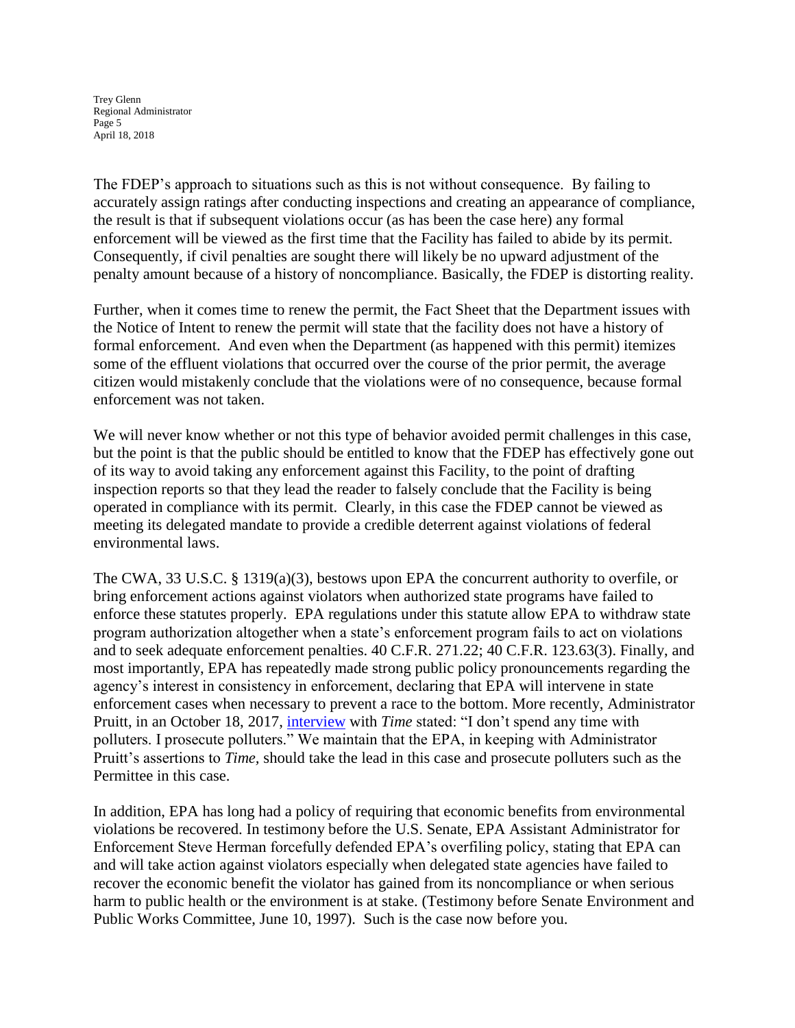The FDEP's approach to situations such as this is not without consequence. By failing to accurately assign ratings after conducting inspections and creating an appearance of compliance, the result is that if subsequent violations occur (as has been the case here) any formal enforcement will be viewed as the first time that the Facility has failed to abide by its permit. Consequently, if civil penalties are sought there will likely be no upward adjustment of the penalty amount because of a history of noncompliance. Basically, the FDEP is distorting reality.

Further, when it comes time to renew the permit, the Fact Sheet that the Department issues with the Notice of Intent to renew the permit will state that the facility does not have a history of formal enforcement. And even when the Department (as happened with this permit) itemizes some of the effluent violations that occurred over the course of the prior permit, the average citizen would mistakenly conclude that the violations were of no consequence, because formal enforcement was not taken.

We will never know whether or not this type of behavior avoided permit challenges in this case, but the point is that the public should be entitled to know that the FDEP has effectively gone out of its way to avoid taking any enforcement against this Facility, to the point of drafting inspection reports so that they lead the reader to falsely conclude that the Facility is being operated in compliance with its permit. Clearly, in this case the FDEP cannot be viewed as meeting its delegated mandate to provide a credible deterrent against violations of federal environmental laws.

The CWA, 33 U.S.C. § 1319(a)(3), bestows upon EPA the concurrent authority to overfile, or bring enforcement actions against violators when authorized state programs have failed to enforce these statutes properly. EPA regulations under this statute allow EPA to withdraw state program authorization altogether when a state's enforcement program fails to act on violations and to seek adequate enforcement penalties. 40 C.F.R. 271.22; 40 C.F.R. 123.63(3). Finally, and most importantly, EPA has repeatedly made strong public policy pronouncements regarding the agency's interest in consistency in enforcement, declaring that EPA will intervene in state enforcement cases when necessary to prevent a race to the bottom. More recently, Administrator Pruitt, in an October 18, 2017, interview with *Time* stated: "I don't spend any time with polluters. I prosecute polluters." We maintain that the EPA, in keeping with Administrator Pruitt's assertions to *Time,* should take the lead in this case and prosecute polluters such as the Permittee in this case.

In addition, EPA has long had a policy of requiring that economic benefits from environmental violations be recovered. In testimony before the U.S. Senate, EPA Assistant Administrator for Enforcement Steve Herman forcefully defended EPA's overfiling policy, stating that EPA can and will take action against violators especially when delegated state agencies have failed to recover the economic benefit the violator has gained from its noncompliance or when serious harm to public health or the environment is at stake. (Testimony before Senate Environment and Public Works Committee, June 10, 1997). Such is the case now before you.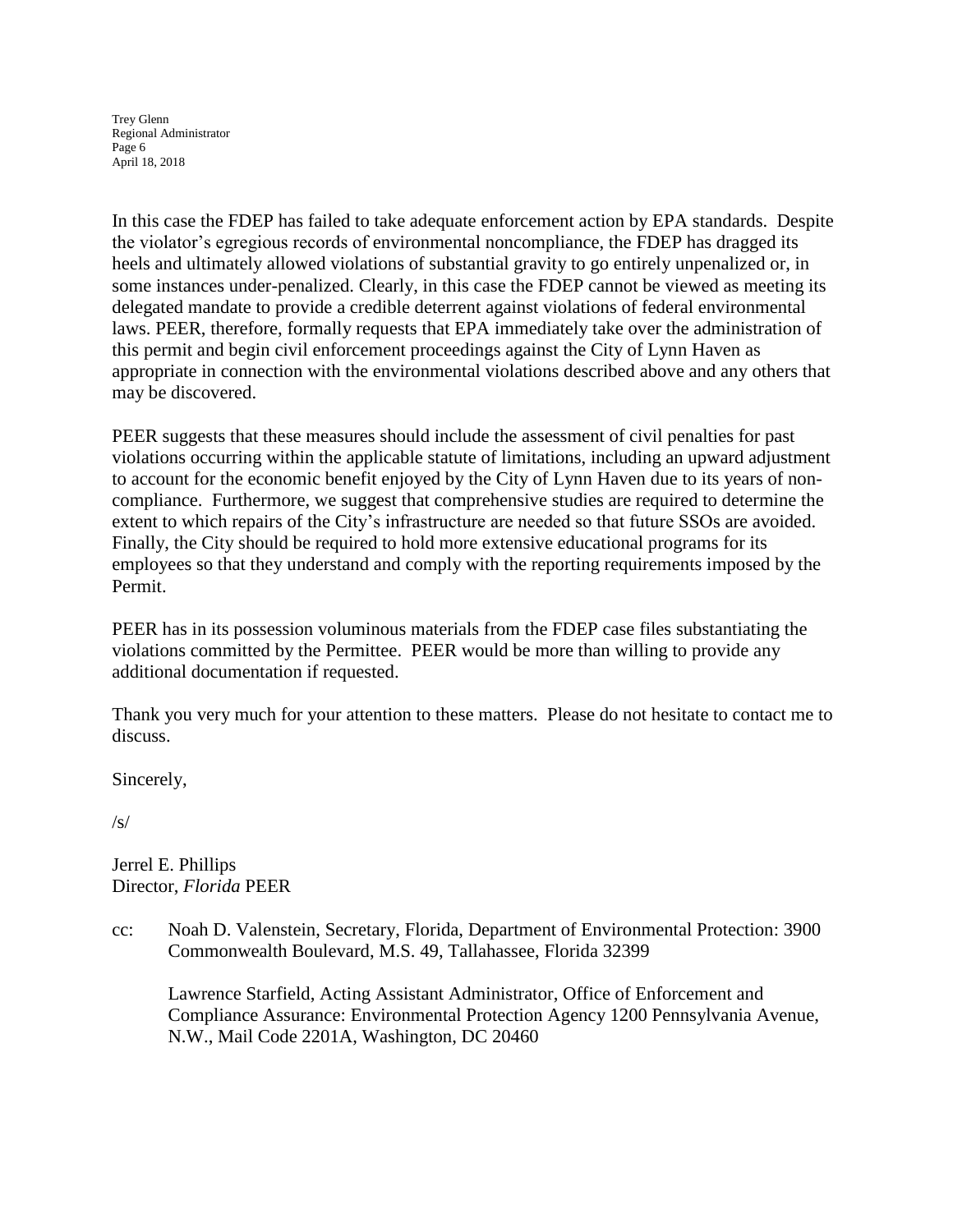In this case the FDEP has failed to take adequate enforcement action by EPA standards. Despite the violator's egregious records of environmental noncompliance, the FDEP has dragged its heels and ultimately allowed violations of substantial gravity to go entirely unpenalized or, in some instances under-penalized. Clearly, in this case the FDEP cannot be viewed as meeting its delegated mandate to provide a credible deterrent against violations of federal environmental laws. PEER, therefore, formally requests that EPA immediately take over the administration of this permit and begin civil enforcement proceedings against the City of Lynn Haven as appropriate in connection with the environmental violations described above and any others that may be discovered.

PEER suggests that these measures should include the assessment of civil penalties for past violations occurring within the applicable statute of limitations, including an upward adjustment to account for the economic benefit enjoyed by the City of Lynn Haven due to its years of non-compliance. Furthermore, we suggest that comprehensive studies are required to determine the extent to which repairs of the City's infrastructure are needed so that future SSOs are avoided. Finally, the City should be required to hold more extensive educational programs for its employees so that they understand and comply with the reporting requirements imposed by the Permit.

PEER has in its possession voluminous materials from the FDEP case files substantiating the violations committed by the Permittee. PEER would be more than willing to provide any additional documentation if requested.

Thank you very much for your attention to these matters. Please do not hesitate to contact me to discuss.

Sincerely,

/s/

Jerrel E. Phillips
Director, *Florida* PEER

cc: Noah D. Valenstein, Secretary, Florida, Department of Environmental Protection: 3900 Commonwealth Boulevard, M.S. 49, Tallahassee, Florida 32399

Lawrence Starfield, Acting Assistant Administrator, Office of Enforcement and Compliance Assurance: Environmental Protection Agency 1200 Pennsylvania Avenue, N.W., Mail Code 2201A, Washington, DC 20460